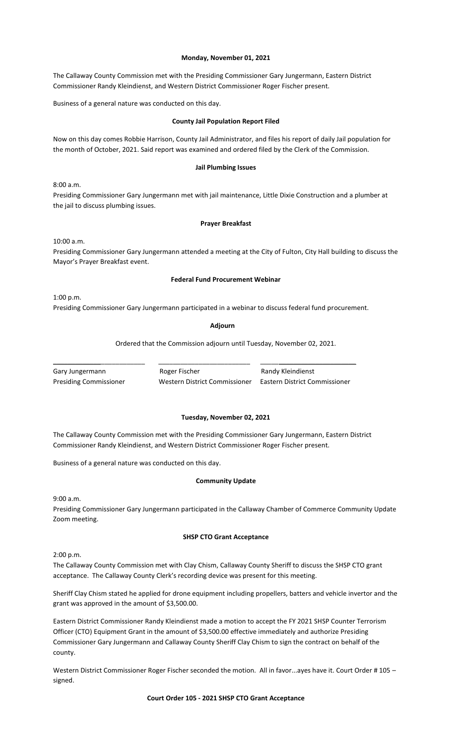**Monday, November 01, 2021**

The Callaway County Commission met with the Presiding Commissioner Gary Jungermann, Eastern District Commissioner Randy Kleindienst, and Western District Commissioner Roger Fischer present.

Business of a general nature was conducted on this day.

**County Jail Population Report Filed**

Now on this day comes Robbie Harrison, County Jail Administrator, and files his report of daily Jail population for the month of October, 2021. Said report was examined and ordered filed by the Clerk of the Commission.

**Jail Plumbing Issues**

8:00 a.m.
Presiding Commissioner Gary Jungermann met with jail maintenance, Little Dixie Construction and a plumber at the jail to discuss plumbing issues.

**Prayer Breakfast**

10:00 a.m.
Presiding Commissioner Gary Jungermann attended a meeting at the City of Fulton, City Hall building to discuss the Mayor's Prayer Breakfast event.

**Federal Fund Procurement Webinar**

1:00 p.m.
Presiding Commissioner Gary Jungermann participated in a webinar to discuss federal fund procurement.

**Adjourn**

Ordered that the Commission adjourn until Tuesday, November 02, 2021.

| \_\_\_\_\_\_\_\_\_\_\_\_\_\_\_\_\_\_\_\_\_\_\_\_\_ | \_\_\_\_\_\_\_\_\_\_\_\_\_\_\_\_\_\_\_\_\_\_\_\_\_ | \_\_\_\_\_\_\_\_\_\_\_\_\_\_\_\_\_\_\_\_\_\_\_\_\_ |
|---|---|---|
| Gary Jungermann | Roger Fischer | Randy Kleindienst |
| Presiding Commissioner | Western District Commissioner | Eastern District Commissioner |

**Tuesday, November 02, 2021**

The Callaway County Commission met with the Presiding Commissioner Gary Jungermann, Eastern District Commissioner Randy Kleindienst, and Western District Commissioner Roger Fischer present.

Business of a general nature was conducted on this day.

**Community Update**

9:00 a.m.
Presiding Commissioner Gary Jungermann participated in the Callaway Chamber of Commerce Community Update Zoom meeting.

**SHSP CTO Grant Acceptance**

2:00 p.m.
The Callaway County Commission met with Clay Chism, Callaway County Sheriff to discuss the SHSP CTO grant acceptance. The Callaway County Clerk's recording device was present for this meeting.

Sheriff Clay Chism stated he applied for drone equipment including propellers, batters and vehicle invertor and the grant was approved in the amount of $3,500.00.

Eastern District Commissioner Randy Kleindienst made a motion to accept the FY 2021 SHSP Counter Terrorism Officer (CTO) Equipment Grant in the amount of $3,500.00 effective immediately and authorize Presiding Commissioner Gary Jungermann and Callaway County Sheriff Clay Chism to sign the contract on behalf of the county.

Western District Commissioner Roger Fischer seconded the motion. All in favor...ayes have it. Court Order # 105 – signed.

**Court Order 105 - 2021 SHSP CTO Grant Acceptance**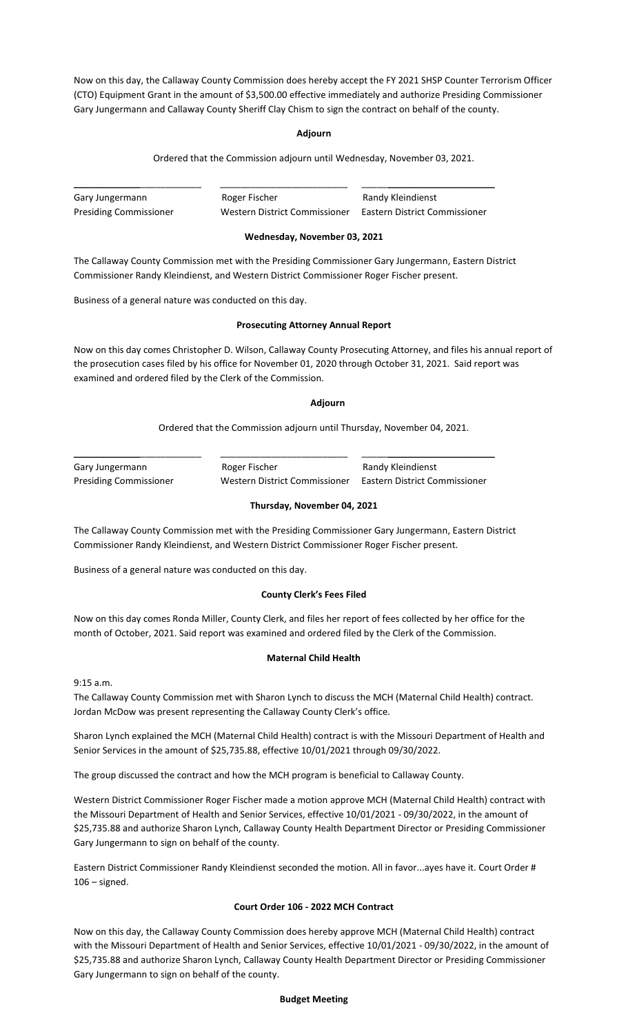Now on this day, the Callaway County Commission does hereby accept the FY 2021 SHSP Counter Terrorism Officer (CTO) Equipment Grant in the amount of $3,500.00 effective immediately and authorize Presiding Commissioner Gary Jungermann and Callaway County Sheriff Clay Chism to sign the contract on behalf of the county.

**Adjourn**

Ordered that the Commission adjourn until Wednesday, November 03, 2021.

| ____________________ | ____________________ | ____________________ |
|---|---|---|
| Gary Jungermann | Roger Fischer | Randy Kleindienst |
| Presiding Commissioner | Western District Commissioner | Eastern District Commissioner |

**Wednesday, November 03, 2021**

The Callaway County Commission met with the Presiding Commissioner Gary Jungermann, Eastern District Commissioner Randy Kleindienst, and Western District Commissioner Roger Fischer present.

Business of a general nature was conducted on this day.

**Prosecuting Attorney Annual Report**

Now on this day comes Christopher D. Wilson, Callaway County Prosecuting Attorney, and files his annual report of the prosecution cases filed by his office for November 01, 2020 through October 31, 2021. Said report was examined and ordered filed by the Clerk of the Commission.

**Adjourn**

Ordered that the Commission adjourn until Thursday, November 04, 2021.

| ____________________ | ____________________ | ____________________ |
|---|---|---|
| Gary Jungermann | Roger Fischer | Randy Kleindienst |
| Presiding Commissioner | Western District Commissioner | Eastern District Commissioner |

**Thursday, November 04, 2021**

The Callaway County Commission met with the Presiding Commissioner Gary Jungermann, Eastern District Commissioner Randy Kleindienst, and Western District Commissioner Roger Fischer present.

Business of a general nature was conducted on this day.

**County Clerk's Fees Filed**

Now on this day comes Ronda Miller, County Clerk, and files her report of fees collected by her office for the month of October, 2021. Said report was examined and ordered filed by the Clerk of the Commission.

**Maternal Child Health**

9:15 a.m.

The Callaway County Commission met with Sharon Lynch to discuss the MCH (Maternal Child Health) contract. Jordan McDow was present representing the Callaway County Clerk's office.

Sharon Lynch explained the MCH (Maternal Child Health) contract is with the Missouri Department of Health and Senior Services in the amount of $25,735.88, effective 10/01/2021 through 09/30/2022.

The group discussed the contract and how the MCH program is beneficial to Callaway County.

Western District Commissioner Roger Fischer made a motion approve MCH (Maternal Child Health) contract with the Missouri Department of Health and Senior Services, effective 10/01/2021 - 09/30/2022, in the amount of $25,735.88 and authorize Sharon Lynch, Callaway County Health Department Director or Presiding Commissioner Gary Jungermann to sign on behalf of the county.

Eastern District Commissioner Randy Kleindienst seconded the motion. All in favor...ayes have it. Court Order # 106 – signed.

**Court Order 106 - 2022 MCH Contract**

Now on this day, the Callaway County Commission does hereby approve MCH (Maternal Child Health) contract with the Missouri Department of Health and Senior Services, effective 10/01/2021 - 09/30/2022, in the amount of $25,735.88 and authorize Sharon Lynch, Callaway County Health Department Director or Presiding Commissioner Gary Jungermann to sign on behalf of the county.

**Budget Meeting**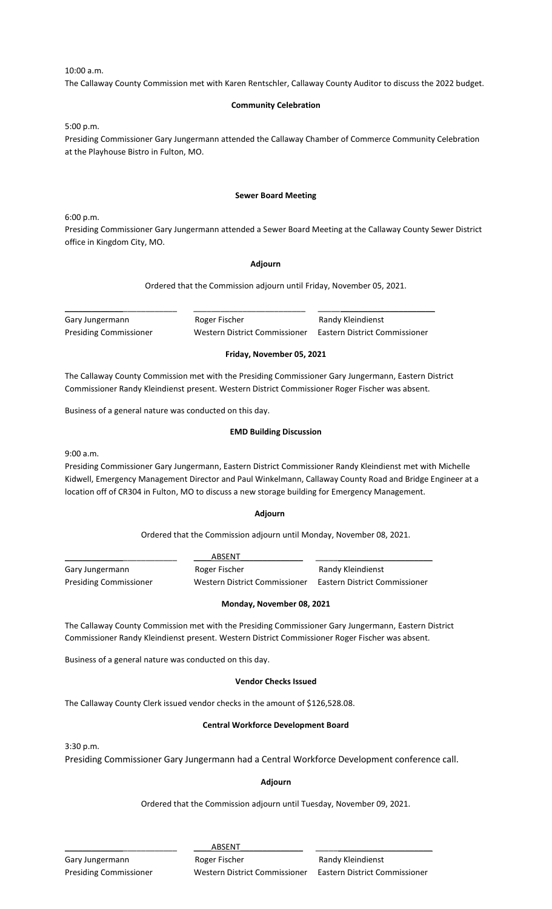10:00 a.m.

The Callaway County Commission met with Karen Rentschler, Callaway County Auditor to discuss the 2022 budget.

**Community Celebration**

5:00 p.m.

Presiding Commissioner Gary Jungermann attended the Callaway Chamber of Commerce Community Celebration at the Playhouse Bistro in Fulton, MO.

**Sewer Board Meeting**

6:00 p.m.

Presiding Commissioner Gary Jungermann attended a Sewer Board Meeting at the Callaway County Sewer District office in Kingdom City, MO.

**Adjourn**

Ordered that the Commission adjourn until Friday, November 05, 2021.

| | | |
|---|---|---|
| Gary Jungermann | Roger Fischer | Randy Kleindienst |
| Presiding Commissioner | Western District Commissioner | Eastern District Commissioner |

**Friday, November 05, 2021**

The Callaway County Commission met with the Presiding Commissioner Gary Jungermann, Eastern District Commissioner Randy Kleindienst present. Western District Commissioner Roger Fischer was absent.

Business of a general nature was conducted on this day.

**EMD Building Discussion**

9:00 a.m.

Presiding Commissioner Gary Jungermann, Eastern District Commissioner Randy Kleindienst met with Michelle Kidwell, Emergency Management Director and Paul Winkelmann, Callaway County Road and Bridge Engineer at a location off of CR304 in Fulton, MO to discuss a new storage building for Emergency Management.

**Adjourn**

Ordered that the Commission adjourn until Monday, November 08, 2021.

| | ABSENT | |
|---|---|---|
| Gary Jungermann | Roger Fischer | Randy Kleindienst |
| Presiding Commissioner | Western District Commissioner | Eastern District Commissioner |

**Monday, November 08, 2021**

The Callaway County Commission met with the Presiding Commissioner Gary Jungermann, Eastern District Commissioner Randy Kleindienst present. Western District Commissioner Roger Fischer was absent.

Business of a general nature was conducted on this day.

**Vendor Checks Issued**

The Callaway County Clerk issued vendor checks in the amount of $126,528.08.

**Central Workforce Development Board**

3:30 p.m.

Presiding Commissioner Gary Jungermann had a Central Workforce Development conference call.

**Adjourn**

Ordered that the Commission adjourn until Tuesday, November 09, 2021.

| | ABSENT | |
|---|---|---|
| Gary Jungermann | Roger Fischer | Randy Kleindienst |
| Presiding Commissioner | Western District Commissioner | Eastern District Commissioner |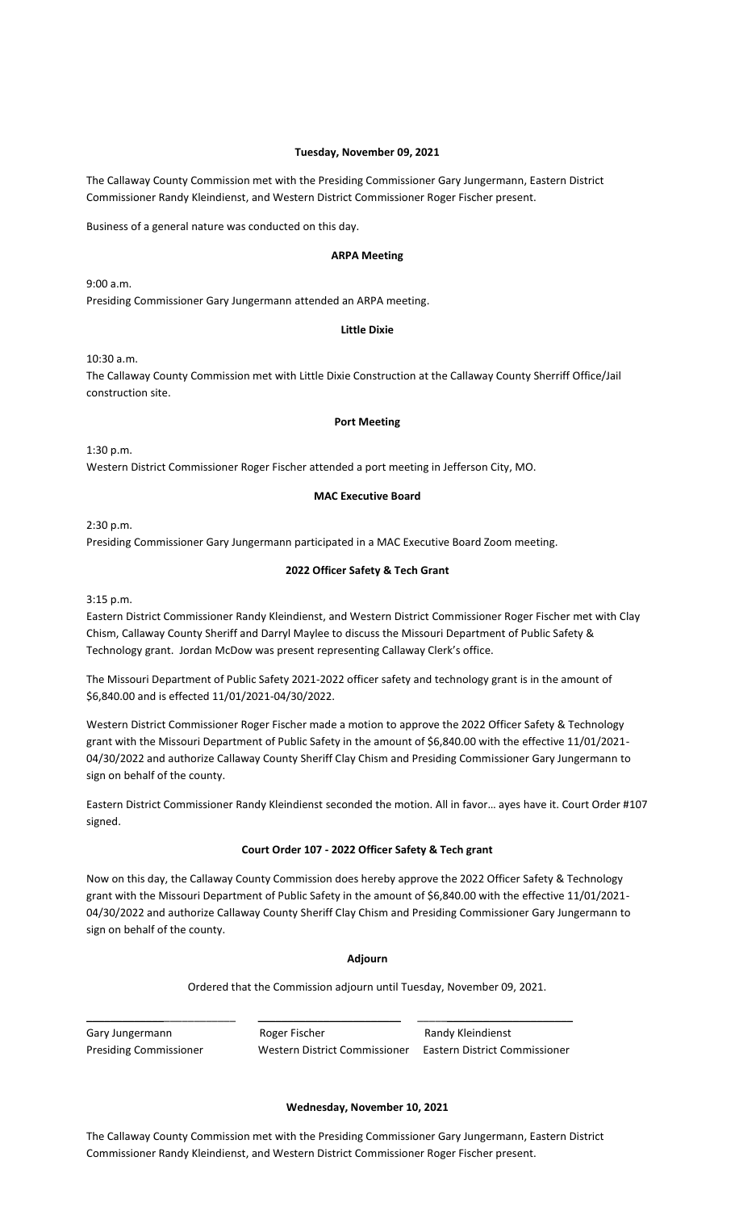**Tuesday, November 09, 2021**

The Callaway County Commission met with the Presiding Commissioner Gary Jungermann, Eastern District Commissioner Randy Kleindienst, and Western District Commissioner Roger Fischer present.

Business of a general nature was conducted on this day.

**ARPA Meeting**

9:00 a.m.
Presiding Commissioner Gary Jungermann attended an ARPA meeting.

**Little Dixie**

10:30 a.m.
The Callaway County Commission met with Little Dixie Construction at the Callaway County Sherriff Office/Jail construction site.

**Port Meeting**

1:30 p.m.
Western District Commissioner Roger Fischer attended a port meeting in Jefferson City, MO.

**MAC Executive Board**

2:30 p.m.
Presiding Commissioner Gary Jungermann participated in a MAC Executive Board Zoom meeting.

**2022 Officer Safety & Tech Grant**

3:15 p.m.
Eastern District Commissioner Randy Kleindienst, and Western District Commissioner Roger Fischer met with Clay Chism, Callaway County Sheriff and Darryl Maylee to discuss the Missouri Department of Public Safety & Technology grant. Jordan McDow was present representing Callaway Clerk's office.

The Missouri Department of Public Safety 2021-2022 officer safety and technology grant is in the amount of $6,840.00 and is effected 11/01/2021-04/30/2022.

Western District Commissioner Roger Fischer made a motion to approve the 2022 Officer Safety & Technology grant with the Missouri Department of Public Safety in the amount of $6,840.00 with the effective 11/01/2021-04/30/2022 and authorize Callaway County Sheriff Clay Chism and Presiding Commissioner Gary Jungermann to sign on behalf of the county.

Eastern District Commissioner Randy Kleindienst seconded the motion. All in favor… ayes have it. Court Order #107 signed.

**Court Order 107 - 2022 Officer Safety & Tech grant**

Now on this day, the Callaway County Commission does hereby approve the 2022 Officer Safety & Technology grant with the Missouri Department of Public Safety in the amount of $6,840.00 with the effective 11/01/2021-04/30/2022 and authorize Callaway County Sheriff Clay Chism and Presiding Commissioner Gary Jungermann to sign on behalf of the county.

**Adjourn**

Ordered that the Commission adjourn until Tuesday, November 09, 2021.

| \_\_\_\_\_\_\_\_\_\_\_\_\_\_\_\_\_\_\_\_\_\_ | \_\_\_\_\_\_\_\_\_\_\_\_\_\_\_\_\_\_\_\_\_\_ | \_\_\_\_\_\_\_\_\_\_\_\_\_\_\_\_\_\_\_\_\_\_ |
|---|---|---|
| Gary Jungermann | Roger Fischer | Randy Kleindienst |
| Presiding Commissioner | Western District Commissioner | Eastern District Commissioner |

**Wednesday, November 10, 2021**

The Callaway County Commission met with the Presiding Commissioner Gary Jungermann, Eastern District Commissioner Randy Kleindienst, and Western District Commissioner Roger Fischer present.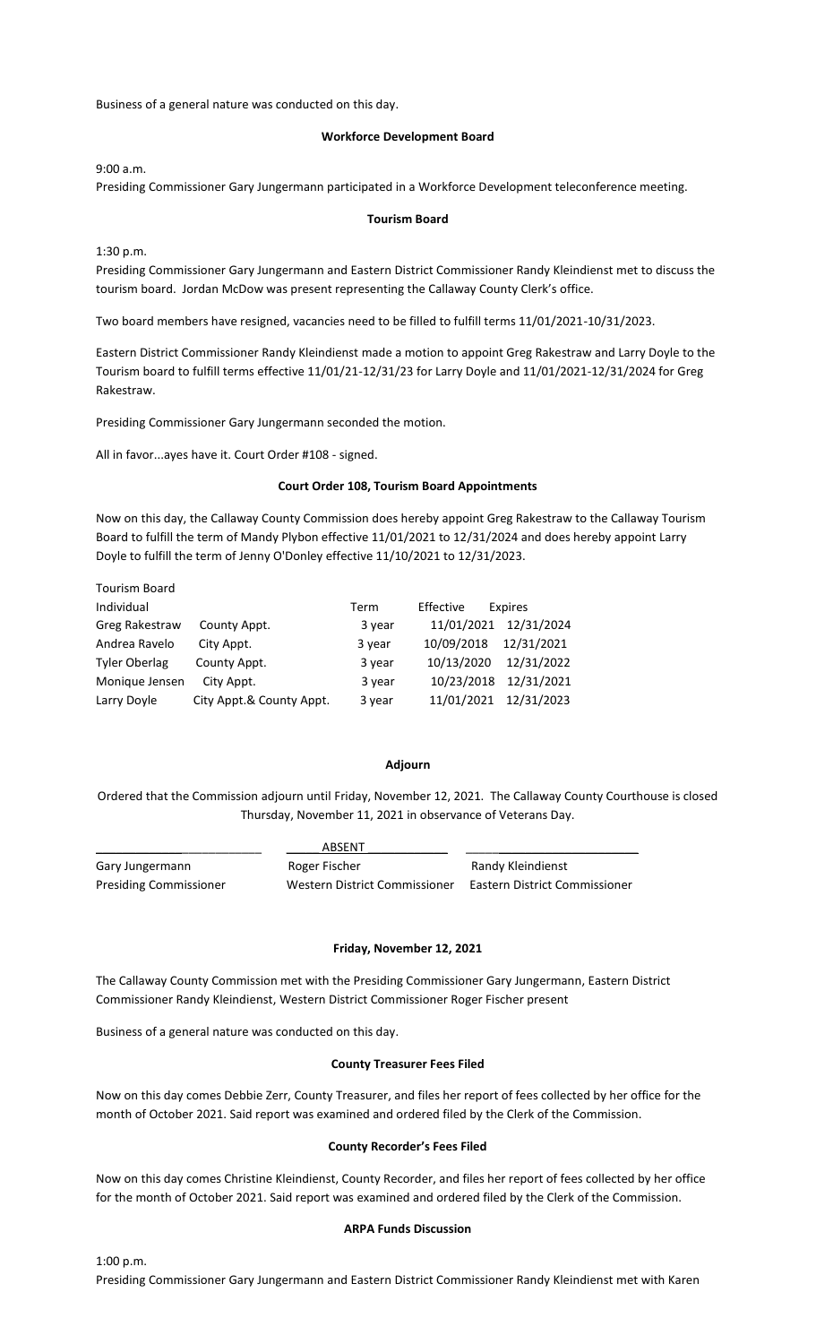Business of a general nature was conducted on this day.

**Workforce Development Board**

9:00 a.m.
Presiding Commissioner Gary Jungermann participated in a Workforce Development teleconference meeting.

**Tourism Board**

1:30 p.m.
Presiding Commissioner Gary Jungermann and Eastern District Commissioner Randy Kleindienst met to discuss the tourism board. Jordan McDow was present representing the Callaway County Clerk's office.

Two board members have resigned, vacancies need to be filled to fulfill terms 11/01/2021-10/31/2023.

Eastern District Commissioner Randy Kleindienst made a motion to appoint Greg Rakestraw and Larry Doyle to the Tourism board to fulfill terms effective 11/01/21-12/31/23 for Larry Doyle and 11/01/2021-12/31/2024 for Greg Rakestraw.

Presiding Commissioner Gary Jungermann seconded the motion.

All in favor...ayes have it. Court Order #108 - signed.

**Court Order 108, Tourism Board Appointments**

Now on this day, the Callaway County Commission does hereby appoint Greg Rakestraw to the Callaway Tourism Board to fulfill the term of Mandy Plybon effective 11/01/2021 to 12/31/2024 and does hereby appoint Larry Doyle to fulfill the term of Jenny O'Donley effective 11/10/2021 to 12/31/2023.

Tourism Board

| Individual | | Term | Effective | Expires |
|---|---|---|---|---|
| Greg Rakestraw | County Appt. | 3 year | 11/01/2021 | 12/31/2024 |
| Andrea Ravelo | City Appt. | 3 year | 10/09/2018 | 12/31/2021 |
| Tyler Oberlag | County Appt. | 3 year | 10/13/2020 | 12/31/2022 |
| Monique Jensen | City Appt. | 3 year | 10/23/2018 | 12/31/2021 |
| Larry Doyle | City Appt.& County Appt. | 3 year | 11/01/2021 | 12/31/2023 |

**Adjourn**

Ordered that the Commission adjourn until Friday, November 12, 2021. The Callaway County Courthouse is closed Thursday, November 11, 2021 in observance of Veterans Day.

| ______________________ | ABSENT | ______________________ |
|---|---|---|
| Gary Jungermann | Roger Fischer | Randy Kleindienst |
| Presiding Commissioner | Western District Commissioner | Eastern District Commissioner |

**Friday, November 12, 2021**

The Callaway County Commission met with the Presiding Commissioner Gary Jungermann, Eastern District Commissioner Randy Kleindienst, Western District Commissioner Roger Fischer present

Business of a general nature was conducted on this day.

**County Treasurer Fees Filed**

Now on this day comes Debbie Zerr, County Treasurer, and files her report of fees collected by her office for the month of October 2021. Said report was examined and ordered filed by the Clerk of the Commission.

**County Recorder's Fees Filed**

Now on this day comes Christine Kleindienst, County Recorder, and files her report of fees collected by her office for the month of October 2021. Said report was examined and ordered filed by the Clerk of the Commission.

**ARPA Funds Discussion**

1:00 p.m.
Presiding Commissioner Gary Jungermann and Eastern District Commissioner Randy Kleindienst met with Karen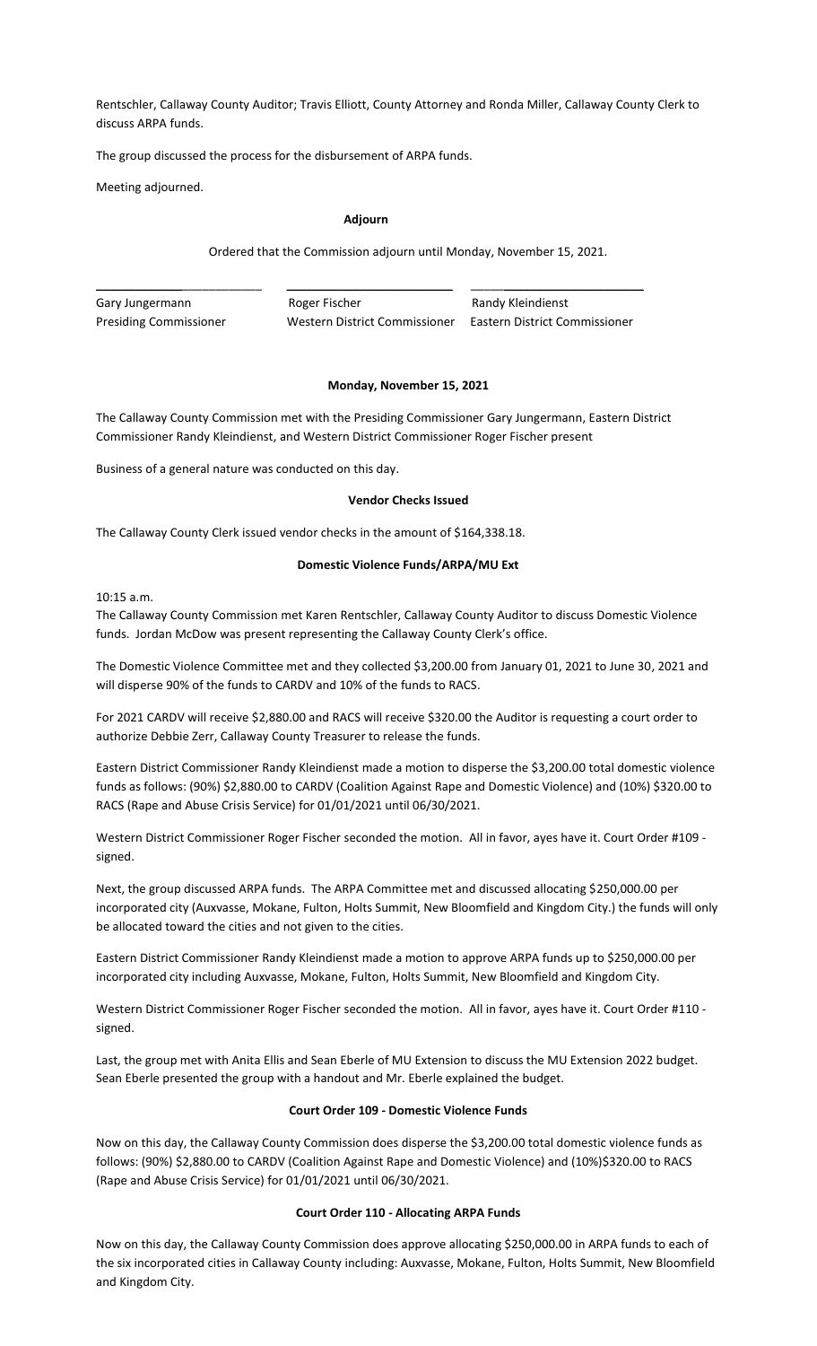Rentschler, Callaway County Auditor; Travis Elliott, County Attorney and Ronda Miller, Callaway County Clerk to discuss ARPA funds.

The group discussed the process for the disbursement of ARPA funds.

Meeting adjourned.

**Adjourn**

Ordered that the Commission adjourn until Monday, November 15, 2021.

| \_\_\_\_\_\_\_\_\_\_\_\_\_\_\_\_\_\_\_\_\_\_ | \_\_\_\_\_\_\_\_\_\_\_\_\_\_\_\_\_\_\_\_\_\_ | \_\_\_\_\_\_\_\_\_\_\_\_\_\_\_\_\_\_\_\_\_\_ |
|---|---|---|
| Gary Jungermann | Roger Fischer | Randy Kleindienst |
| Presiding Commissioner | Western District Commissioner | Eastern District Commissioner |

**Monday, November 15, 2021**

The Callaway County Commission met with the Presiding Commissioner Gary Jungermann, Eastern District Commissioner Randy Kleindienst, and Western District Commissioner Roger Fischer present

Business of a general nature was conducted on this day.

**Vendor Checks Issued**

The Callaway County Clerk issued vendor checks in the amount of $164,338.18.

**Domestic Violence Funds/ARPA/MU Ext**

10:15 a.m.
The Callaway County Commission met Karen Rentschler, Callaway County Auditor to discuss Domestic Violence funds. Jordan McDow was present representing the Callaway County Clerk's office.

The Domestic Violence Committee met and they collected $3,200.00 from January 01, 2021 to June 30, 2021 and will disperse 90% of the funds to CARDV and 10% of the funds to RACS.

For 2021 CARDV will receive $2,880.00 and RACS will receive $320.00 the Auditor is requesting a court order to authorize Debbie Zerr, Callaway County Treasurer to release the funds.

Eastern District Commissioner Randy Kleindienst made a motion to disperse the $3,200.00 total domestic violence funds as follows: (90%) $2,880.00 to CARDV (Coalition Against Rape and Domestic Violence) and (10%) $320.00 to RACS (Rape and Abuse Crisis Service) for 01/01/2021 until 06/30/2021.

Western District Commissioner Roger Fischer seconded the motion. All in favor, ayes have it. Court Order #109 - signed.

Next, the group discussed ARPA funds. The ARPA Committee met and discussed allocating $250,000.00 per incorporated city (Auxvasse, Mokane, Fulton, Holts Summit, New Bloomfield and Kingdom City.) the funds will only be allocated toward the cities and not given to the cities.

Eastern District Commissioner Randy Kleindienst made a motion to approve ARPA funds up to $250,000.00 per incorporated city including Auxvasse, Mokane, Fulton, Holts Summit, New Bloomfield and Kingdom City.

Western District Commissioner Roger Fischer seconded the motion. All in favor, ayes have it. Court Order #110 - signed.

Last, the group met with Anita Ellis and Sean Eberle of MU Extension to discuss the MU Extension 2022 budget. Sean Eberle presented the group with a handout and Mr. Eberle explained the budget.

**Court Order 109 - Domestic Violence Funds**

Now on this day, the Callaway County Commission does disperse the $3,200.00 total domestic violence funds as follows: (90%) $2,880.00 to CARDV (Coalition Against Rape and Domestic Violence) and (10%)$320.00 to RACS (Rape and Abuse Crisis Service) for 01/01/2021 until 06/30/2021.

**Court Order 110 - Allocating ARPA Funds**

Now on this day, the Callaway County Commission does approve allocating $250,000.00 in ARPA funds to each of the six incorporated cities in Callaway County including: Auxvasse, Mokane, Fulton, Holts Summit, New Bloomfield and Kingdom City.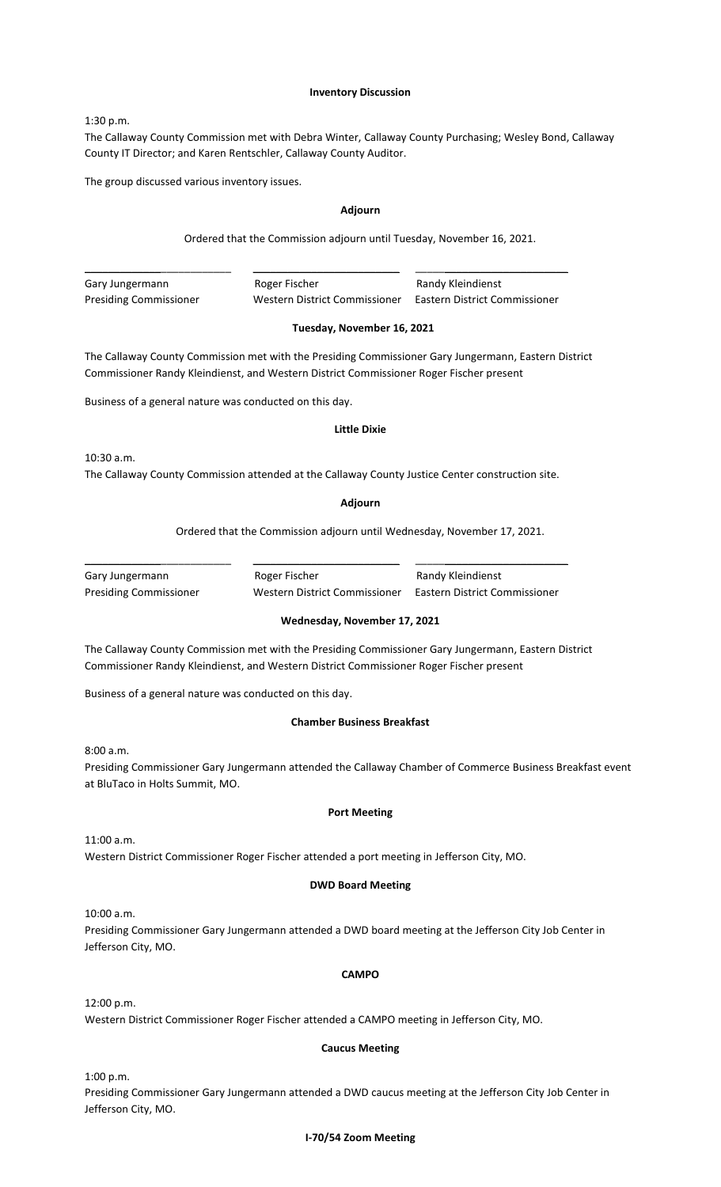**Inventory Discussion**

1:30 p.m.

The Callaway County Commission met with Debra Winter, Callaway County Purchasing; Wesley Bond, Callaway County IT Director; and Karen Rentschler, Callaway County Auditor.

The group discussed various inventory issues.

**Adjourn**

Ordered that the Commission adjourn until Tuesday, November 16, 2021.

| Gary Jungermann | Roger Fischer | Randy Kleindienst |
|---|---|---|
| Presiding Commissioner | Western District Commissioner | Eastern District Commissioner |

**Tuesday, November 16, 2021**

The Callaway County Commission met with the Presiding Commissioner Gary Jungermann, Eastern District Commissioner Randy Kleindienst, and Western District Commissioner Roger Fischer present

Business of a general nature was conducted on this day.

**Little Dixie**

10:30 a.m.

The Callaway County Commission attended at the Callaway County Justice Center construction site.

**Adjourn**

Ordered that the Commission adjourn until Wednesday, November 17, 2021.

| Gary Jungermann | Roger Fischer | Randy Kleindienst |
|---|---|---|
| Presiding Commissioner | Western District Commissioner | Eastern District Commissioner |

**Wednesday, November 17, 2021**

The Callaway County Commission met with the Presiding Commissioner Gary Jungermann, Eastern District Commissioner Randy Kleindienst, and Western District Commissioner Roger Fischer present

Business of a general nature was conducted on this day.

**Chamber Business Breakfast**

8:00 a.m.

Presiding Commissioner Gary Jungermann attended the Callaway Chamber of Commerce Business Breakfast event at BluTaco in Holts Summit, MO.

**Port Meeting**

11:00 a.m.

Western District Commissioner Roger Fischer attended a port meeting in Jefferson City, MO.

**DWD Board Meeting**

10:00 a.m.

Presiding Commissioner Gary Jungermann attended a DWD board meeting at the Jefferson City Job Center in Jefferson City, MO.

**CAMPO**

12:00 p.m.

Western District Commissioner Roger Fischer attended a CAMPO meeting in Jefferson City, MO.

**Caucus Meeting**

1:00 p.m.

Presiding Commissioner Gary Jungermann attended a DWD caucus meeting at the Jefferson City Job Center in Jefferson City, MO.

**I-70/54 Zoom Meeting**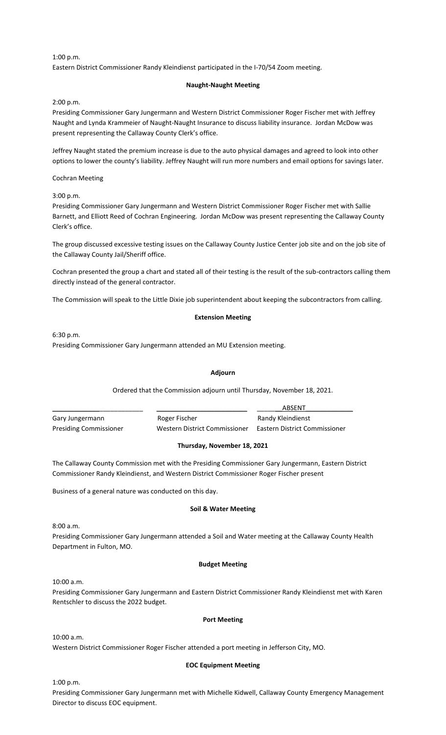1:00 p.m.
Eastern District Commissioner Randy Kleindienst participated in the I-70/54 Zoom meeting.

**Naught-Naught Meeting**

2:00 p.m.
Presiding Commissioner Gary Jungermann and Western District Commissioner Roger Fischer met with Jeffrey Naught and Lynda Krammeier of Naught-Naught Insurance to discuss liability insurance. Jordan McDow was present representing the Callaway County Clerk's office.

Jeffrey Naught stated the premium increase is due to the auto physical damages and agreed to look into other options to lower the county's liability. Jeffrey Naught will run more numbers and email options for savings later.

Cochran Meeting

3:00 p.m.
Presiding Commissioner Gary Jungermann and Western District Commissioner Roger Fischer met with Sallie Barnett, and Elliott Reed of Cochran Engineering. Jordan McDow was present representing the Callaway County Clerk's office.

The group discussed excessive testing issues on the Callaway County Justice Center job site and on the job site of the Callaway County Jail/Sheriff office.

Cochran presented the group a chart and stated all of their testing is the result of the sub-contractors calling them directly instead of the general contractor.

The Commission will speak to the Little Dixie job superintendent about keeping the subcontractors from calling.

**Extension Meeting**

6:30 p.m.
Presiding Commissioner Gary Jungermann attended an MU Extension meeting.

**Adjourn**

Ordered that the Commission adjourn until Thursday, November 18, 2021.

| \_\_\_\_\_\_\_\_\_\_\_\_\_\_\_\_\_\_\_\_\_\_\_\_ | \_\_\_\_\_\_\_\_\_\_\_\_\_\_\_\_\_\_\_\_\_\_\_\_ | ABSENT |
|---|---|---|
| Gary Jungermann | Roger Fischer | Randy Kleindienst |
| Presiding Commissioner | Western District Commissioner | Eastern District Commissioner |

**Thursday, November 18, 2021**

The Callaway County Commission met with the Presiding Commissioner Gary Jungermann, Eastern District Commissioner Randy Kleindienst, and Western District Commissioner Roger Fischer present

Business of a general nature was conducted on this day.

**Soil & Water Meeting**

8:00 a.m.
Presiding Commissioner Gary Jungermann attended a Soil and Water meeting at the Callaway County Health Department in Fulton, MO.

**Budget Meeting**

10:00 a.m.
Presiding Commissioner Gary Jungermann and Eastern District Commissioner Randy Kleindienst met with Karen Rentschler to discuss the 2022 budget.

**Port Meeting**

10:00 a.m.
Western District Commissioner Roger Fischer attended a port meeting in Jefferson City, MO.

**EOC Equipment Meeting**

1:00 p.m.
Presiding Commissioner Gary Jungermann met with Michelle Kidwell, Callaway County Emergency Management Director to discuss EOC equipment.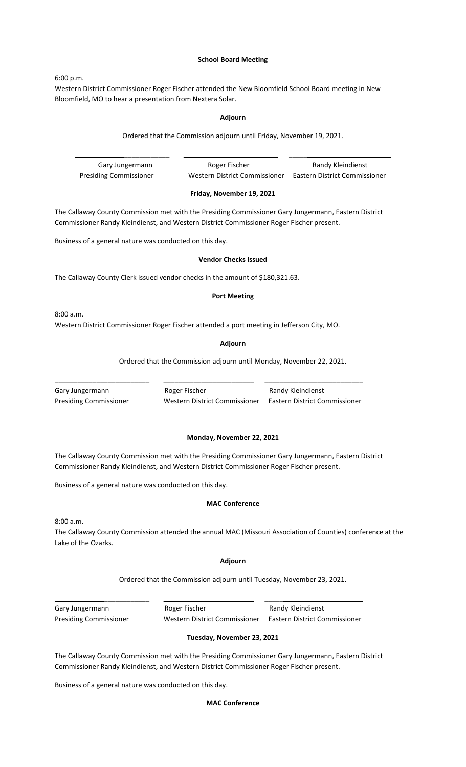**School Board Meeting**

6:00 p.m.

Western District Commissioner Roger Fischer attended the New Bloomfield School Board meeting in New Bloomfield, MO to hear a presentation from Nextera Solar.

**Adjourn**

Ordered that the Commission adjourn until Friday, November 19, 2021.

| \_\_\_\_\_\_\_\_\_\_\_\_\_\_\_\_\_\_\_\_\_\_\_\_\_ | \_\_\_\_\_\_\_\_\_\_\_\_\_\_\_\_\_\_\_\_\_\_\_\_\_ | \_\_\_\_\_\_\_\_\_\_\_\_\_\_\_\_\_\_\_\_\_\_\_\_\_ |
|---|---|---|
| Gary Jungermann | Roger Fischer | Randy Kleindienst |
| Presiding Commissioner | Western District Commissioner | Eastern District Commissioner |

**Friday, November 19, 2021**

The Callaway County Commission met with the Presiding Commissioner Gary Jungermann, Eastern District Commissioner Randy Kleindienst, and Western District Commissioner Roger Fischer present.

Business of a general nature was conducted on this day.

**Vendor Checks Issued**

The Callaway County Clerk issued vendor checks in the amount of $180,321.63.

**Port Meeting**

8:00 a.m.

Western District Commissioner Roger Fischer attended a port meeting in Jefferson City, MO.

**Adjourn**

Ordered that the Commission adjourn until Monday, November 22, 2021.

| \_\_\_\_\_\_\_\_\_\_\_\_\_\_\_\_\_\_\_\_\_\_\_\_\_ | \_\_\_\_\_\_\_\_\_\_\_\_\_\_\_\_\_\_\_\_\_\_\_\_\_ | \_\_\_\_\_\_\_\_\_\_\_\_\_\_\_\_\_\_\_\_\_\_\_\_\_ |
|---|---|---|
| Gary Jungermann | Roger Fischer | Randy Kleindienst |
| Presiding Commissioner | Western District Commissioner | Eastern District Commissioner |

**Monday, November 22, 2021**

The Callaway County Commission met with the Presiding Commissioner Gary Jungermann, Eastern District Commissioner Randy Kleindienst, and Western District Commissioner Roger Fischer present.

Business of a general nature was conducted on this day.

**MAC Conference**

8:00 a.m.

The Callaway County Commission attended the annual MAC (Missouri Association of Counties) conference at the Lake of the Ozarks.

**Adjourn**

Ordered that the Commission adjourn until Tuesday, November 23, 2021.

| \_\_\_\_\_\_\_\_\_\_\_\_\_\_\_\_\_\_\_\_\_\_\_\_\_ | \_\_\_\_\_\_\_\_\_\_\_\_\_\_\_\_\_\_\_\_\_\_\_\_\_ | \_\_\_\_\_\_\_\_\_\_\_\_\_\_\_\_\_\_\_\_\_\_\_\_\_ |
|---|---|---|
| Gary Jungermann | Roger Fischer | Randy Kleindienst |
| Presiding Commissioner | Western District Commissioner | Eastern District Commissioner |

**Tuesday, November 23, 2021**

The Callaway County Commission met with the Presiding Commissioner Gary Jungermann, Eastern District Commissioner Randy Kleindienst, and Western District Commissioner Roger Fischer present.

Business of a general nature was conducted on this day.

**MAC Conference**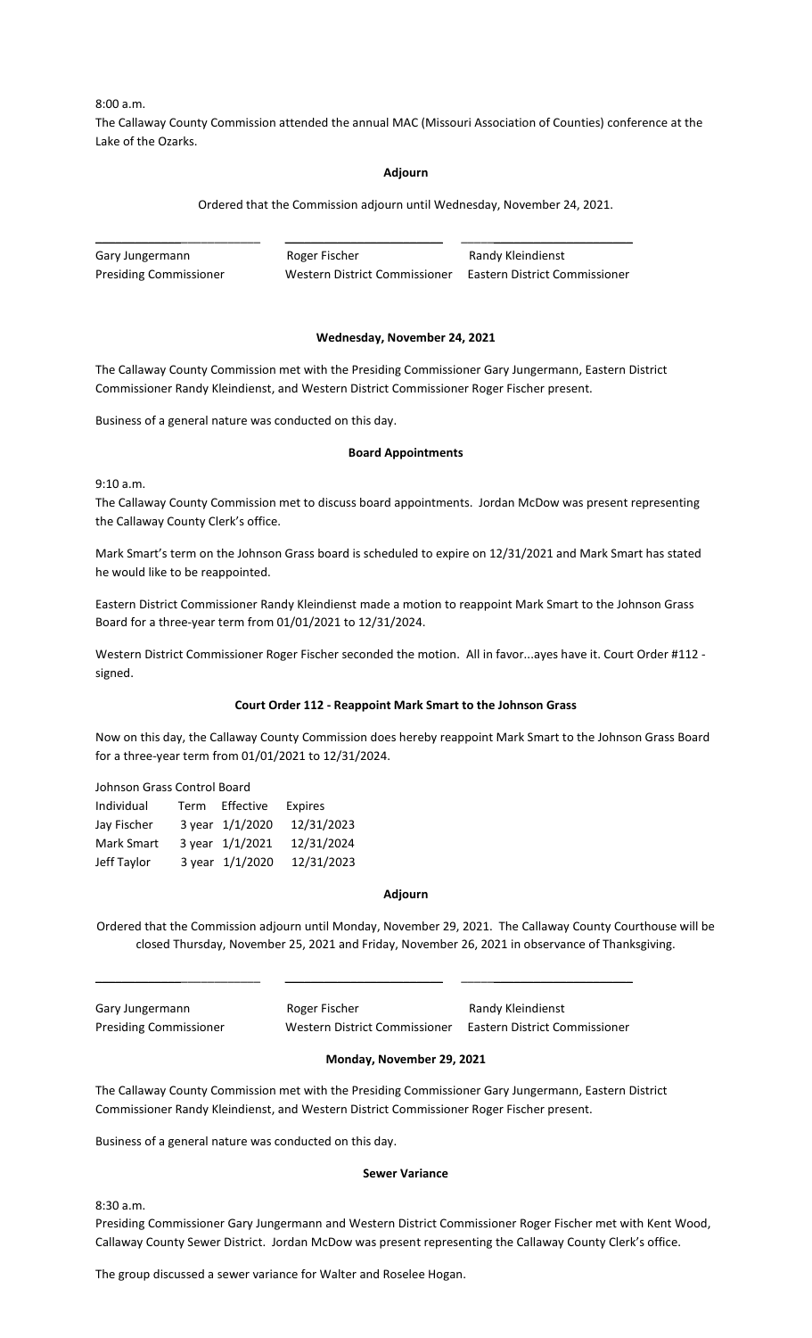8:00 a.m.

The Callaway County Commission attended the annual MAC (Missouri Association of Counties) conference at the Lake of the Ozarks.

**Adjourn**

Ordered that the Commission adjourn until Wednesday, November 24, 2021.

| Gary Jungermann | Roger Fischer | Randy Kleindienst |
|---|---|---|
| Presiding Commissioner | Western District Commissioner | Eastern District Commissioner |

**Wednesday, November 24, 2021**

The Callaway County Commission met with the Presiding Commissioner Gary Jungermann, Eastern District Commissioner Randy Kleindienst, and Western District Commissioner Roger Fischer present.

Business of a general nature was conducted on this day.

**Board Appointments**

9:10 a.m.

The Callaway County Commission met to discuss board appointments. Jordan McDow was present representing the Callaway County Clerk's office.

Mark Smart's term on the Johnson Grass board is scheduled to expire on 12/31/2021 and Mark Smart has stated he would like to be reappointed.

Eastern District Commissioner Randy Kleindienst made a motion to reappoint Mark Smart to the Johnson Grass Board for a three-year term from 01/01/2021 to 12/31/2024.

Western District Commissioner Roger Fischer seconded the motion. All in favor...ayes have it. Court Order #112 - signed.

**Court Order 112 - Reappoint Mark Smart to the Johnson Grass**

Now on this day, the Callaway County Commission does hereby reappoint Mark Smart to the Johnson Grass Board for a three-year term from 01/01/2021 to 12/31/2024.

Johnson Grass Control Board

| Individual | Term | Effective | Expires |
|---|---|---|---|
| Jay Fischer | 3 year | 1/1/2020 | 12/31/2023 |
| Mark Smart | 3 year | 1/1/2021 | 12/31/2024 |
| Jeff Taylor | 3 year | 1/1/2020 | 12/31/2023 |

**Adjourn**

Ordered that the Commission adjourn until Monday, November 29, 2021. The Callaway County Courthouse will be closed Thursday, November 25, 2021 and Friday, November 26, 2021 in observance of Thanksgiving.

| Gary Jungermann | Roger Fischer | Randy Kleindienst |
|---|---|---|
| Presiding Commissioner | Western District Commissioner | Eastern District Commissioner |

**Monday, November 29, 2021**

The Callaway County Commission met with the Presiding Commissioner Gary Jungermann, Eastern District Commissioner Randy Kleindienst, and Western District Commissioner Roger Fischer present.

Business of a general nature was conducted on this day.

**Sewer Variance**

8:30 a.m.

Presiding Commissioner Gary Jungermann and Western District Commissioner Roger Fischer met with Kent Wood, Callaway County Sewer District. Jordan McDow was present representing the Callaway County Clerk's office.

The group discussed a sewer variance for Walter and Roselee Hogan.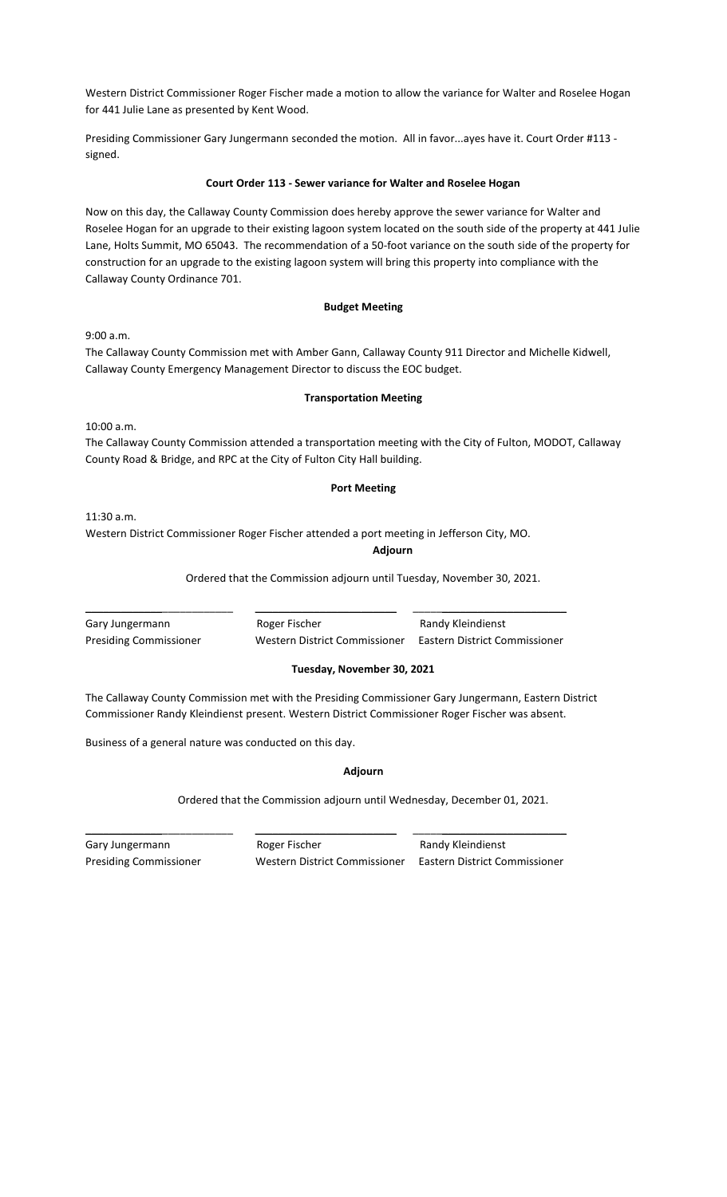Western District Commissioner Roger Fischer made a motion to allow the variance for Walter and Roselee Hogan for 441 Julie Lane as presented by Kent Wood.

Presiding Commissioner Gary Jungermann seconded the motion. All in favor...ayes have it. Court Order #113 - signed.

**Court Order 113 - Sewer variance for Walter and Roselee Hogan**

Now on this day, the Callaway County Commission does hereby approve the sewer variance for Walter and Roselee Hogan for an upgrade to their existing lagoon system located on the south side of the property at 441 Julie Lane, Holts Summit, MO 65043. The recommendation of a 50-foot variance on the south side of the property for construction for an upgrade to the existing lagoon system will bring this property into compliance with the Callaway County Ordinance 701.

**Budget Meeting**

9:00 a.m.
The Callaway County Commission met with Amber Gann, Callaway County 911 Director and Michelle Kidwell, Callaway County Emergency Management Director to discuss the EOC budget.

**Transportation Meeting**

10:00 a.m.
The Callaway County Commission attended a transportation meeting with the City of Fulton, MODOT, Callaway County Road & Bridge, and RPC at the City of Fulton City Hall building.

**Port Meeting**

11:30 a.m.
Western District Commissioner Roger Fischer attended a port meeting in Jefferson City, MO.

**Adjourn**

Ordered that the Commission adjourn until Tuesday, November 30, 2021.

| | | |
|---|---|---|
| Gary Jungermann | Roger Fischer | Randy Kleindienst |
| Presiding Commissioner | Western District Commissioner | Eastern District Commissioner |

**Tuesday, November 30, 2021**

The Callaway County Commission met with the Presiding Commissioner Gary Jungermann, Eastern District Commissioner Randy Kleindienst present. Western District Commissioner Roger Fischer was absent.

Business of a general nature was conducted on this day.

**Adjourn**

Ordered that the Commission adjourn until Wednesday, December 01, 2021.

| | | |
|---|---|---|
| Gary Jungermann | Roger Fischer | Randy Kleindienst |
| Presiding Commissioner | Western District Commissioner | Eastern District Commissioner |